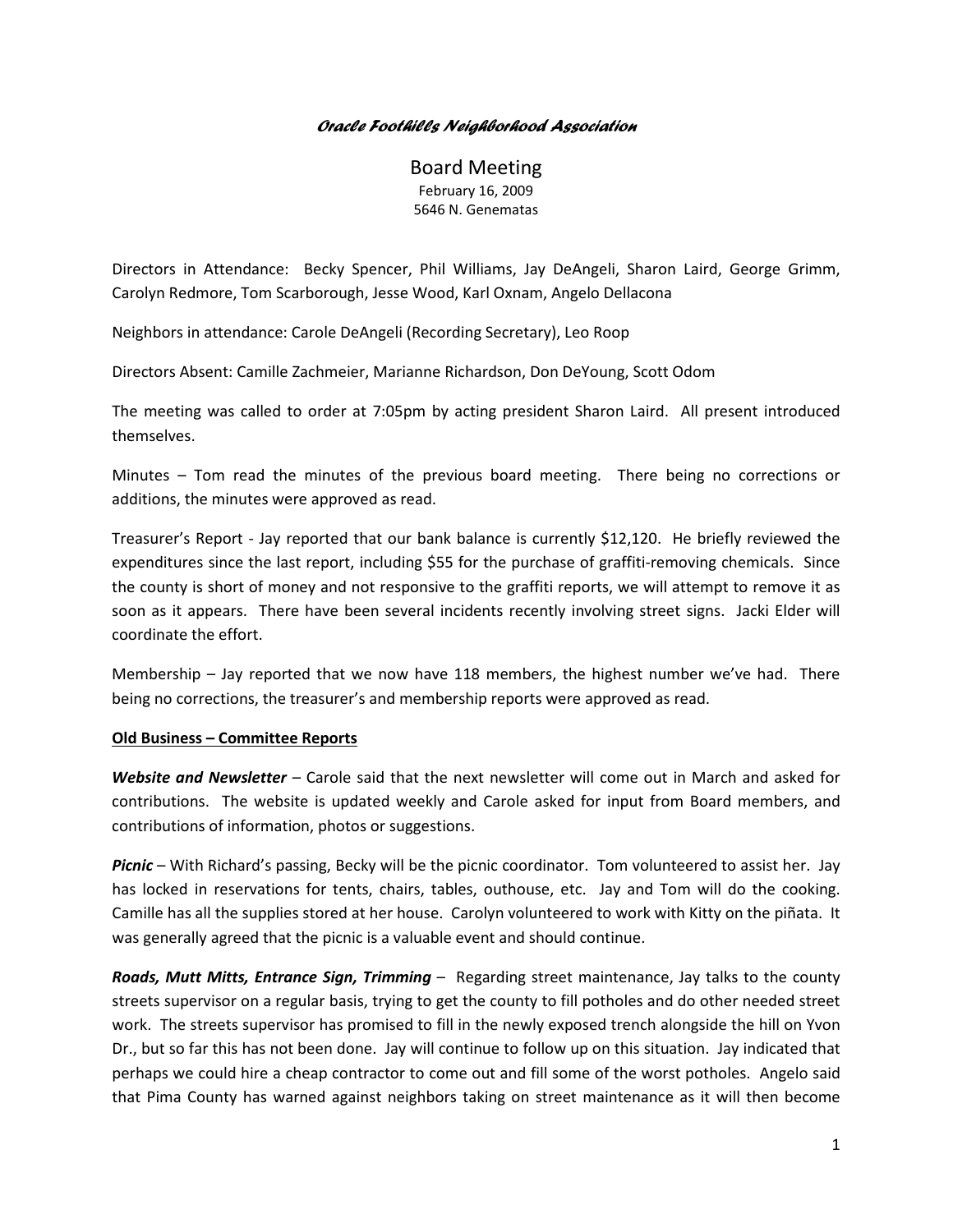*Oracle Foothills Neighborhood Association*

# Board Meeting

February 16, 2009
5646 N. Genematas

Directors in Attendance: Becky Spencer, Phil Williams, Jay DeAngeli, Sharon Laird, George Grimm, Carolyn Redmore, Tom Scarborough, Jesse Wood, Karl Oxnam, Angelo Dellacona

Neighbors in attendance: Carole DeAngeli (Recording Secretary), Leo Roop

Directors Absent: Camille Zachmeier, Marianne Richardson, Don DeYoung, Scott Odom

The meeting was called to order at 7:05pm by acting president Sharon Laird. All present introduced themselves.

Minutes – Tom read the minutes of the previous board meeting. There being no corrections or additions, the minutes were approved as read.

Treasurer's Report - Jay reported that our bank balance is currently $12,120. He briefly reviewed the expenditures since the last report, including $55 for the purchase of graffiti-removing chemicals. Since the county is short of money and not responsive to the graffiti reports, we will attempt to remove it as soon as it appears. There have been several incidents recently involving street signs. Jacki Elder will coordinate the effort.

Membership – Jay reported that we now have 118 members, the highest number we've had. There being no corrections, the treasurer's and membership reports were approved as read.

**Old Business – Committee Reports**

***Website and Newsletter*** – Carole said that the next newsletter will come out in March and asked for contributions. The website is updated weekly and Carole asked for input from Board members, and contributions of information, photos or suggestions.

***Picnic*** – With Richard's passing, Becky will be the picnic coordinator. Tom volunteered to assist her. Jay has locked in reservations for tents, chairs, tables, outhouse, etc. Jay and Tom will do the cooking. Camille has all the supplies stored at her house. Carolyn volunteered to work with Kitty on the piñata. It was generally agreed that the picnic is a valuable event and should continue.

***Roads, Mutt Mitts, Entrance Sign, Trimming*** – Regarding street maintenance, Jay talks to the county streets supervisor on a regular basis, trying to get the county to fill potholes and do other needed street work. The streets supervisor has promised to fill in the newly exposed trench alongside the hill on Yvon Dr., but so far this has not been done. Jay will continue to follow up on this situation. Jay indicated that perhaps we could hire a cheap contractor to come out and fill some of the worst potholes. Angelo said that Pima County has warned against neighbors taking on street maintenance as it will then become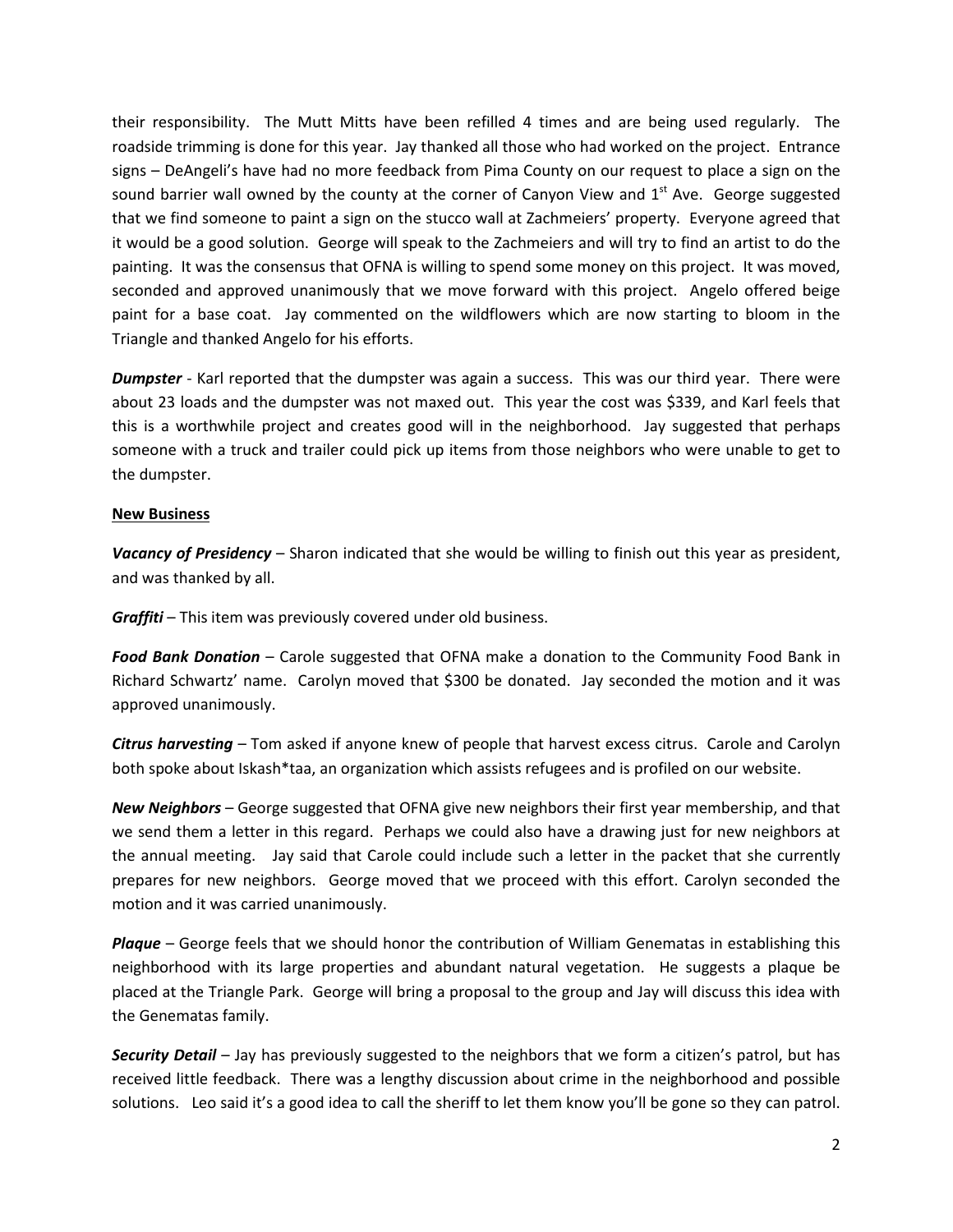their responsibility. The Mutt Mitts have been refilled 4 times and are being used regularly. The roadside trimming is done for this year. Jay thanked all those who had worked on the project. Entrance signs – DeAngeli's have had no more feedback from Pima County on our request to place a sign on the sound barrier wall owned by the county at the corner of Canyon View and 1st Ave. George suggested that we find someone to paint a sign on the stucco wall at Zachmeiers' property. Everyone agreed that it would be a good solution. George will speak to the Zachmeiers and will try to find an artist to do the painting. It was the consensus that OFNA is willing to spend some money on this project. It was moved, seconded and approved unanimously that we move forward with this project. Angelo offered beige paint for a base coat. Jay commented on the wildflowers which are now starting to bloom in the Triangle and thanked Angelo for his efforts.

***Dumpster*** - Karl reported that the dumpster was again a success. This was our third year. There were about 23 loads and the dumpster was not maxed out. This year the cost was $339, and Karl feels that this is a worthwhile project and creates good will in the neighborhood. Jay suggested that perhaps someone with a truck and trailer could pick up items from those neighbors who were unable to get to the dumpster.

**New Business**

***Vacancy of Presidency*** – Sharon indicated that she would be willing to finish out this year as president, and was thanked by all.

***Graffiti*** – This item was previously covered under old business.

***Food Bank Donation*** – Carole suggested that OFNA make a donation to the Community Food Bank in Richard Schwartz' name. Carolyn moved that $300 be donated. Jay seconded the motion and it was approved unanimously.

***Citrus harvesting*** – Tom asked if anyone knew of people that harvest excess citrus. Carole and Carolyn both spoke about Iskash*taa, an organization which assists refugees and is profiled on our website.

***New Neighbors*** – George suggested that OFNA give new neighbors their first year membership, and that we send them a letter in this regard. Perhaps we could also have a drawing just for new neighbors at the annual meeting. Jay said that Carole could include such a letter in the packet that she currently prepares for new neighbors. George moved that we proceed with this effort. Carolyn seconded the motion and it was carried unanimously.

***Plaque*** – George feels that we should honor the contribution of William Genematas in establishing this neighborhood with its large properties and abundant natural vegetation. He suggests a plaque be placed at the Triangle Park. George will bring a proposal to the group and Jay will discuss this idea with the Genematas family.

***Security Detail*** – Jay has previously suggested to the neighbors that we form a citizen's patrol, but has received little feedback. There was a lengthy discussion about crime in the neighborhood and possible solutions. Leo said it's a good idea to call the sheriff to let them know you'll be gone so they can patrol.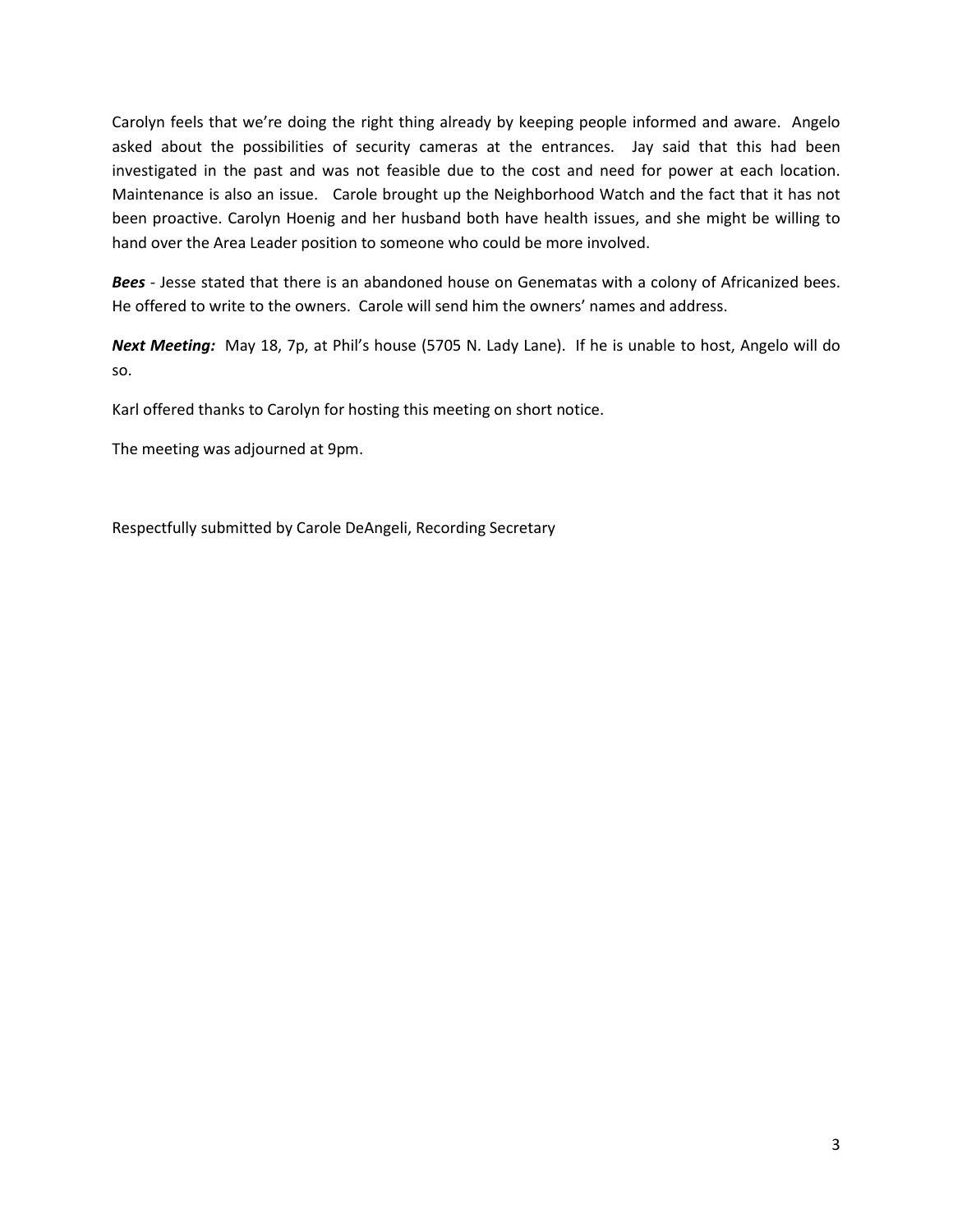Carolyn feels that we're doing the right thing already by keeping people informed and aware. Angelo asked about the possibilities of security cameras at the entrances. Jay said that this had been investigated in the past and was not feasible due to the cost and need for power at each location. Maintenance is also an issue. Carole brought up the Neighborhood Watch and the fact that it has not been proactive. Carolyn Hoenig and her husband both have health issues, and she might be willing to hand over the Area Leader position to someone who could be more involved.

***Bees*** - Jesse stated that there is an abandoned house on Genematas with a colony of Africanized bees. He offered to write to the owners. Carole will send him the owners' names and address.

***Next Meeting:*** May 18, 7p, at Phil's house (5705 N. Lady Lane). If he is unable to host, Angelo will do so.

Karl offered thanks to Carolyn for hosting this meeting on short notice.

The meeting was adjourned at 9pm.

Respectfully submitted by Carole DeAngeli, Recording Secretary